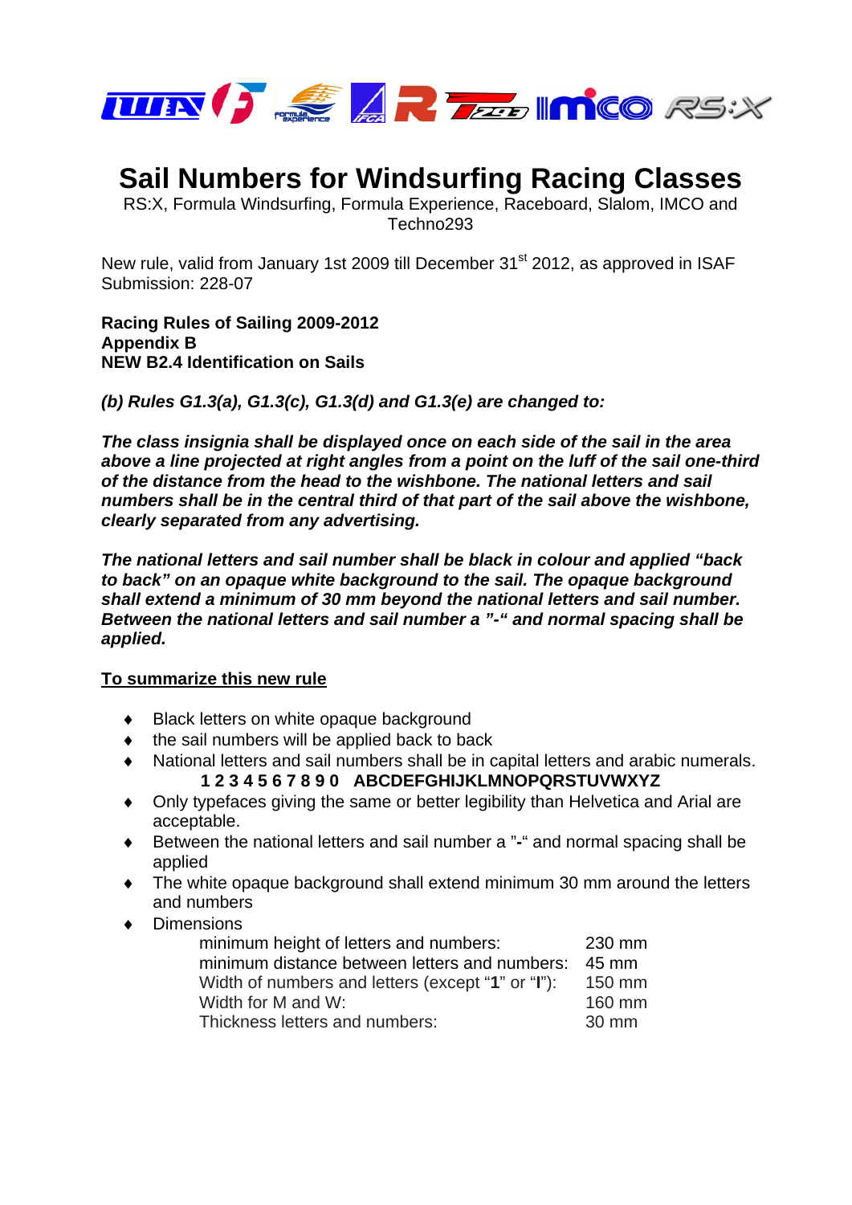# Sail Numbers for Windsurfing Racing Classes

RS:X, Formula Windsurfing, Formula Experience, Raceboard, Slalom, IMCO and Techno293

New rule, valid from January 1st 2009 till December 31st 2012, as approved in ISAF Submission: 228-07

**Racing Rules of Sailing 2009-2012**
**Appendix B**
**NEW B2.4 Identification on Sails**

***(b) Rules G1.3(a), G1.3(c), G1.3(d) and G1.3(e) are changed to:***

***The class insignia shall be displayed once on each side of the sail in the area above a line projected at right angles from a point on the luff of the sail one-third of the distance from the head to the wishbone. The national letters and sail numbers shall be in the central third of that part of the sail above the wishbone, clearly separated from any advertising.***

***The national letters and sail number shall be black in colour and applied "back to back" on an opaque white background to the sail. The opaque background shall extend a minimum of 30 mm beyond the national letters and sail number. Between the national letters and sail number a "-" and normal spacing shall be applied.***

## To summarize this new rule

- Black letters on white opaque background
- the sail numbers will be applied back to back
- National letters and sail numbers shall be in capital letters and arabic numerals.
  **1 2 3 4 5 6 7 8 9 0  ABCDEFGHIJKLMNOPQRSTUVWXYZ**
- Only typefaces giving the same or better legibility than Helvetica and Arial are acceptable.
- Between the national letters and sail number a "**-**" and normal spacing shall be applied
- The white opaque background shall extend minimum 30 mm around the letters and numbers
- Dimensions

| | |
|---|---|
| minimum height of letters and numbers: | 230 mm |
| minimum distance between letters and numbers: | 45 mm |
| Width of numbers and letters (except "**1**" or "**I**"): | 150 mm |
| Width for M and W: | 160 mm |
| Thickness letters and numbers: | 30 mm |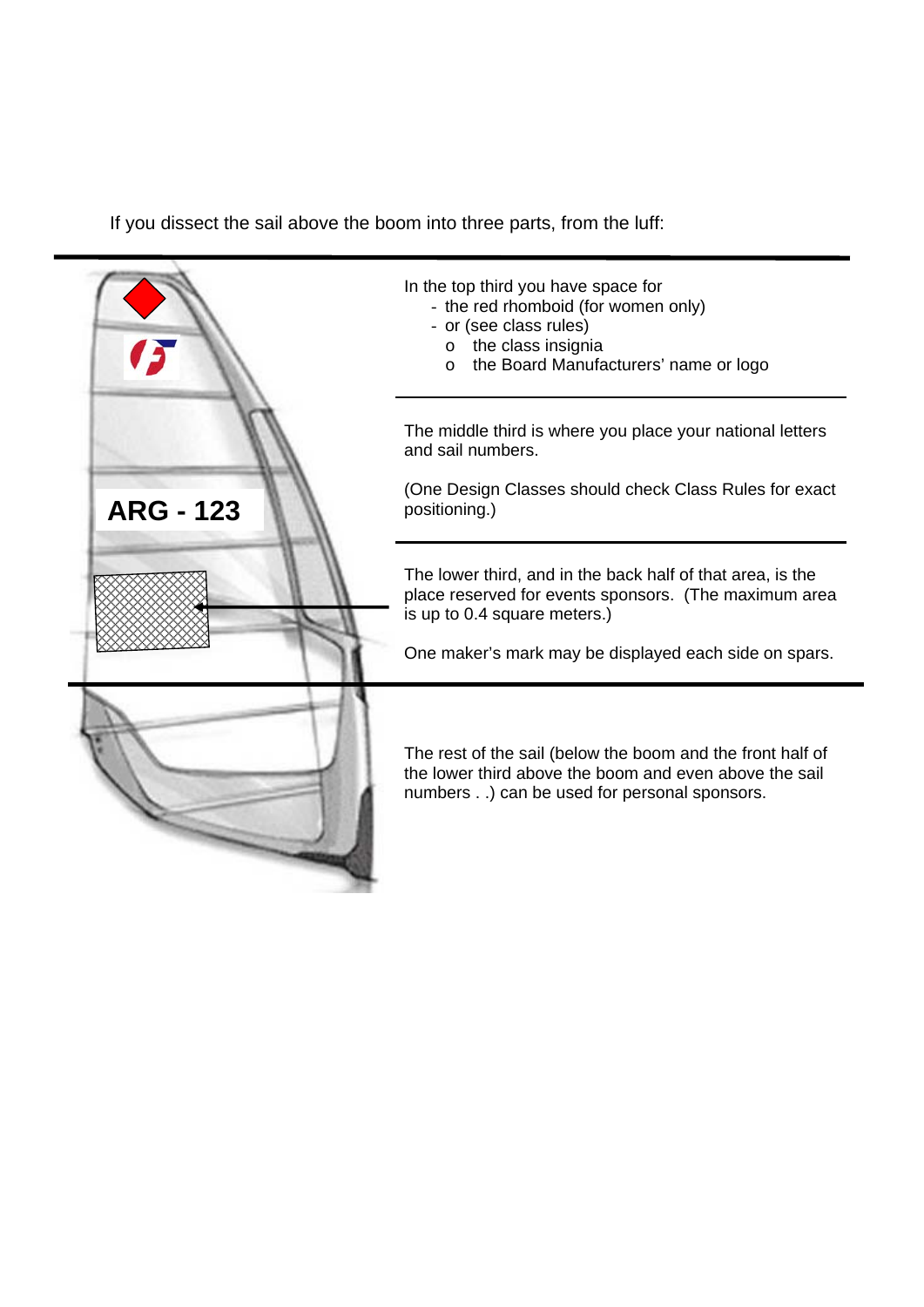If you dissect the sail above the boom into three parts, from the luff:

In the top third you have space for

- the red rhomboid (for women only)
- or (see class rules)
  - o the class insignia
  - o the Board Manufacturers' name or logo

The middle third is where you place your national letters and sail numbers.

(One Design Classes should check Class Rules for exact positioning.)

The lower third, and in the back half of that area, is the place reserved for events sponsors. (The maximum area is up to 0.4 square meters.)

One maker's mark may be displayed each side on spars.

The rest of the sail (below the boom and the front half of the lower third above the boom and even above the sail numbers . .) can be used for personal sponsors.